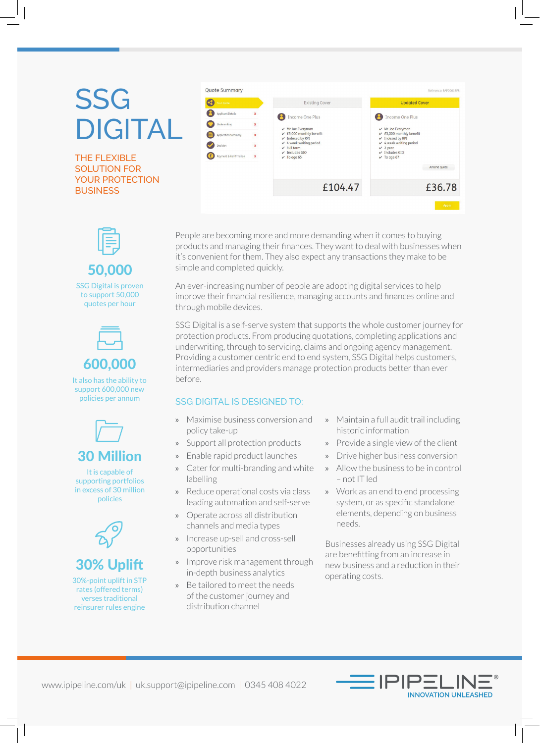# SSG DIGITAL

## THE FLEXIBLE SOLUTION FOR YOUR PROTECTION BUSINESS

Quote Summary

| Existing Cover | Updated Cover |
|---|---|
| Income One Plus | Income One Plus |
| Mr Joe Everyman | Mr Joe Everyman |
| £5,000 monthly benefit | £3,000 monthly benefit |
| Indexed by RPI | Indexed by RPI |
| 4 week waiting period | 4 week waiting period |
| Full term | 2 year |
| Includes GIO | Includes GIO |
| To age 65 | To age 67 |
| £104.47 | £36.78 |

**50,000**

SSG Digital is proven to support 50,000 quotes per hour

**600,000**

It also has the ability to support 600,000 new policies per annum

**30 Million**

It is capable of supporting portfolios in excess of 30 million policies

**30% Uplift**

30%-point uplift in STP rates (offered terms) verses traditional reinsurer rules engine

People are becoming more and more demanding when it comes to buying products and managing their finances. They want to deal with businesses when it's convenient for them. They also expect any transactions they make to be simple and completed quickly.

An ever-increasing number of people are adopting digital services to help improve their financial resilience, managing accounts and finances online and through mobile devices.

SSG Digital is a self-serve system that supports the whole customer journey for protection products. From producing quotations, completing applications and underwriting, through to servicing, claims and ongoing agency management. Providing a customer centric end to end system, SSG Digital helps customers, intermediaries and providers manage protection products better than ever before.

### SSG DIGITAL IS DESIGNED TO:

- Maximise business conversion and policy take-up
- Support all protection products
- Enable rapid product launches
- Cater for multi-branding and white labelling
- Reduce operational costs via class leading automation and self-serve
- Operate across all distribution channels and media types
- Increase up-sell and cross-sell opportunities
- Improve risk management through in-depth business analytics
- Be tailored to meet the needs of the customer journey and distribution channel
- Maintain a full audit trail including historic information
- Provide a single view of the client
- Drive higher business conversion
- Allow the business to be in control – not IT led
- Work as an end to end processing system, or as specific standalone elements, depending on business needs.

Businesses already using SSG Digital are benefitting from an increase in new business and a reduction in their operating costs.

www.ipipeline.com/uk | uk.support@ipipeline.com | 0345 408 4022

IPIPELINE® INNOVATION UNLEASHED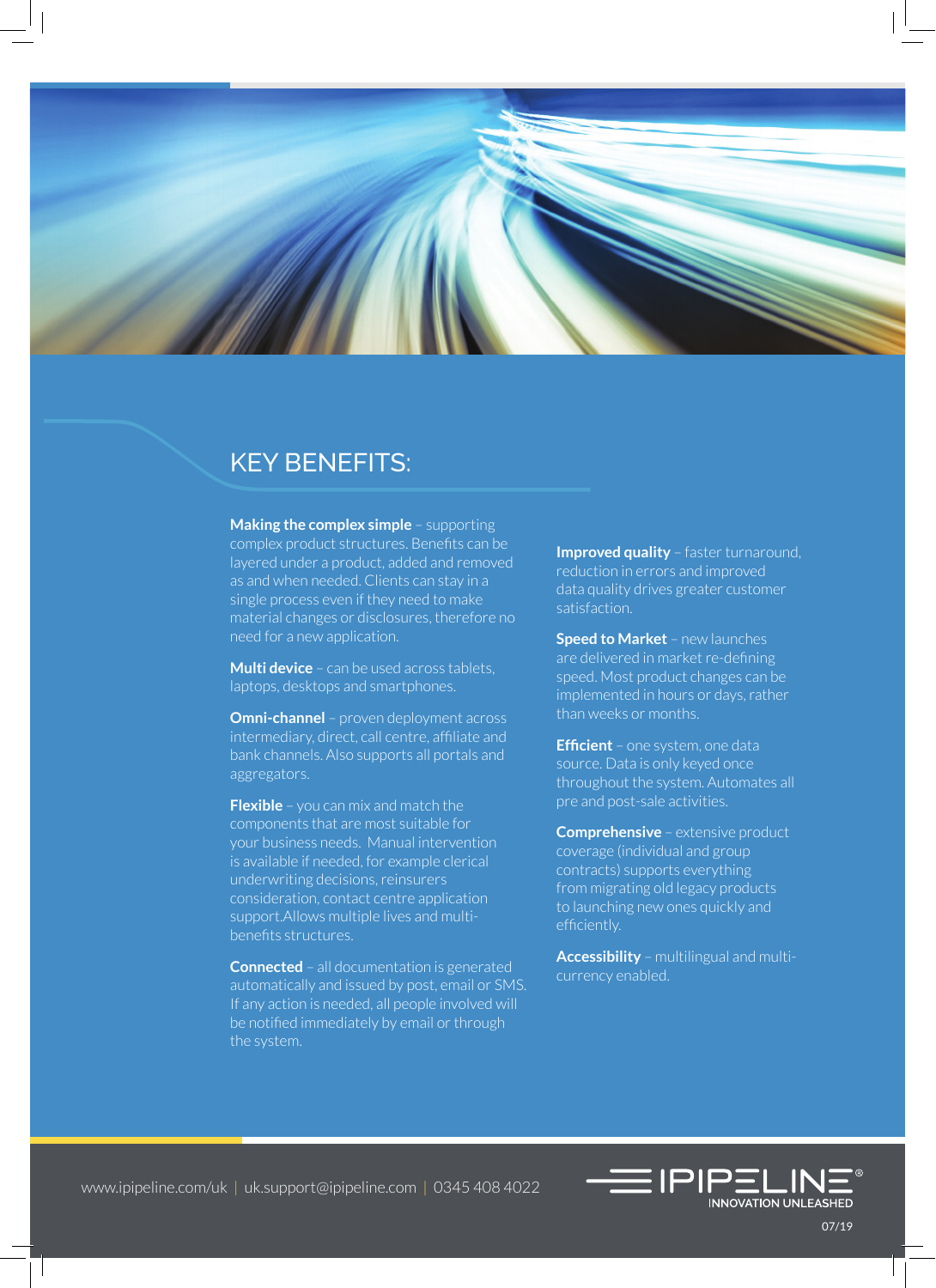## KEY BENEFITS:

**Making the complex simple** – supporting complex product structures. Benefits can be layered under a product, added and removed as and when needed. Clients can stay in a single process even if they need to make material changes or disclosures, therefore no need for a new application.

**Multi device** – can be used across tablets, laptops, desktops and smartphones.

**Omni-channel** – proven deployment across intermediary, direct, call centre, affiliate and bank channels. Also supports all portals and aggregators.

**Flexible** – you can mix and match the components that are most suitable for your business needs.  Manual intervention is available if needed, for example clerical underwriting decisions, reinsurers consideration, contact centre application support.Allows multiple lives and multi-benefits structures.

**Connected** – all documentation is generated automatically and issued by post, email or SMS. If any action is needed, all people involved will be notified immediately by email or through the system.

**Improved quality** – faster turnaround, reduction in errors and improved data quality drives greater customer satisfaction.

**Speed to Market** – new launches are delivered in market re-defining speed. Most product changes can be implemented in hours or days, rather than weeks or months.

**Efficient** – one system, one data source. Data is only keyed once throughout the system. Automates all pre and post-sale activities.

**Comprehensive** – extensive product coverage (individual and group contracts) supports everything from migrating old legacy products to launching new ones quickly and efficiently.

**Accessibility** – multilingual and multi-currency enabled.

www.ipipeline.com/uk | uk.support@ipipeline.com | 0345 408 4022

IPIPELINE® INNOVATION UNLEASHED

07/19